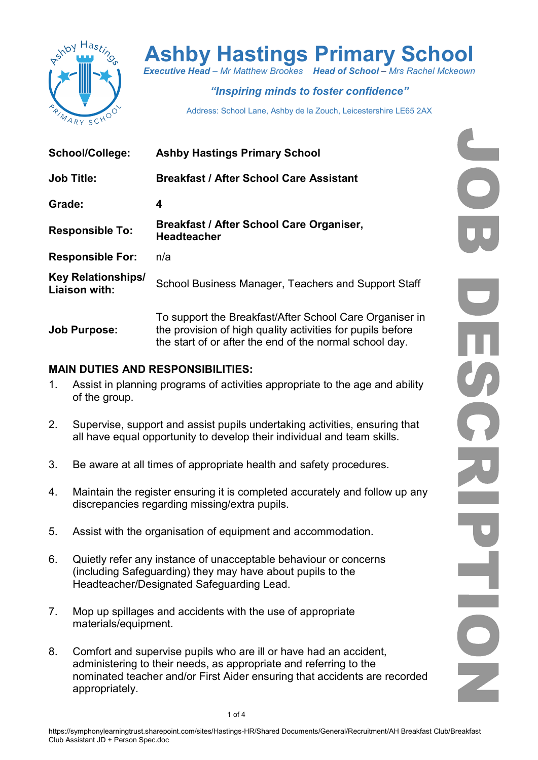# Ashby Hastings Primary School

***Executive Head** – Mr Matthew Brookes* ***Head of School** – Mrs Rachel Mckeown*

***"Inspiring minds to foster confidence"***

Address: School Lane, Ashby de la Zouch, Leicestershire LE65 2AX

JOB DESCRIPTION

| | |
|---|---|
| **School/College:** | **Ashby Hastings Primary School** |
| **Job Title:** | **Breakfast / After School Care Assistant** |
| **Grade:** | **4** |
| **Responsible To:** | **Breakfast / After School Care Organiser, Headteacher** |
| **Responsible For:** | n/a |
| **Key Relationships/ Liaison with:** | School Business Manager, Teachers and Support Staff |
| **Job Purpose:** | To support the Breakfast/After School Care Organiser in the provision of high quality activities for pupils before the start of or after the end of the normal school day. |

**MAIN DUTIES AND RESPONSIBILITIES:**

1. Assist in planning programs of activities appropriate to the age and ability of the group.

2. Supervise, support and assist pupils undertaking activities, ensuring that all have equal opportunity to develop their individual and team skills.

3. Be aware at all times of appropriate health and safety procedures.

4. Maintain the register ensuring it is completed accurately and follow up any discrepancies regarding missing/extra pupils.

5. Assist with the organisation of equipment and accommodation.

6. Quietly refer any instance of unacceptable behaviour or concerns (including Safeguarding) they may have about pupils to the Headteacher/Designated Safeguarding Lead.

7. Mop up spillages and accidents with the use of appropriate materials/equipment.

8. Comfort and supervise pupils who are ill or have had an accident, administering to their needs, as appropriate and referring to the nominated teacher and/or First Aider ensuring that accidents are recorded appropriately.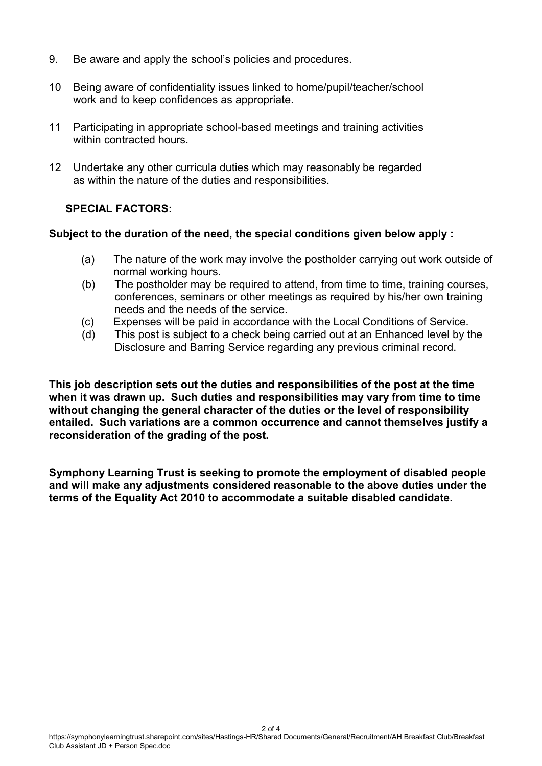9. Be aware and apply the school's policies and procedures.

10 Being aware of confidentiality issues linked to home/pupil/teacher/school work and to keep confidences as appropriate.

11 Participating in appropriate school-based meetings and training activities within contracted hours.

12 Undertake any other curricula duties which may reasonably be regarded as within the nature of the duties and responsibilities.

**SPECIAL FACTORS:**

**Subject to the duration of the need, the special conditions given below apply :**

(a) The nature of the work may involve the postholder carrying out work outside of normal working hours.

(b) The postholder may be required to attend, from time to time, training courses, conferences, seminars or other meetings as required by his/her own training needs and the needs of the service.

(c) Expenses will be paid in accordance with the Local Conditions of Service.

(d) This post is subject to a check being carried out at an Enhanced level by the Disclosure and Barring Service regarding any previous criminal record.

**This job description sets out the duties and responsibilities of the post at the time when it was drawn up. Such duties and responsibilities may vary from time to time without changing the general character of the duties or the level of responsibility entailed. Such variations are a common occurrence and cannot themselves justify a reconsideration of the grading of the post.**

**Symphony Learning Trust is seeking to promote the employment of disabled people and will make any adjustments considered reasonable to the above duties under the terms of the Equality Act 2010 to accommodate a suitable disabled candidate.**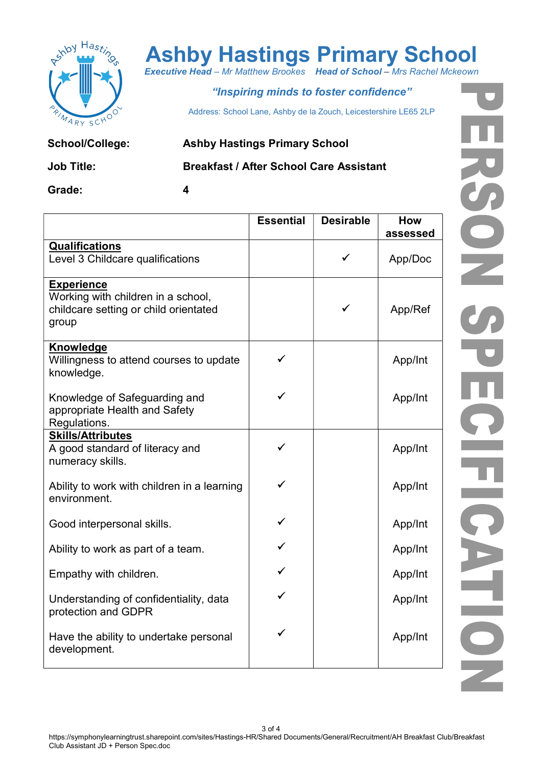# Ashby Hastings Primary School

***Executive Head** – Mr Matthew Brookes* ***Head of School** – Mrs Rachel Mckeown*

***"Inspiring minds to foster confidence"***

Address: School Lane, Ashby de la Zouch, Leicestershire LE65 2LP

# PERSON SPECIFICATION

**School/College:** **Ashby Hastings Primary School**

**Job Title:** **Breakfast / After School Care Assistant**

**Grade:** **4**

| | Essential | Desirable | How assessed |
|---|---|---|---|
| **Qualifications**<br>Level 3 Childcare qualifications | | ✓ | App/Doc |
| **Experience**<br>Working with children in a school, childcare setting or child orientated group | | ✓ | App/Ref |
| **Knowledge**<br>Willingness to attend courses to update knowledge. | ✓ | | App/Int |
| Knowledge of Safeguarding and appropriate Health and Safety Regulations. | ✓ | | App/Int |
| **Skills/Attributes**<br>A good standard of literacy and numeracy skills. | ✓ | | App/Int |
| Ability to work with children in a learning environment. | ✓ | | App/Int |
| Good interpersonal skills. | ✓ | | App/Int |
| Ability to work as part of a team. | ✓ | | App/Int |
| Empathy with children. | ✓ | | App/Int |
| Understanding of confidentiality, data protection and GDPR | ✓ | | App/Int |
| Have the ability to undertake personal development. | ✓ | | App/Int |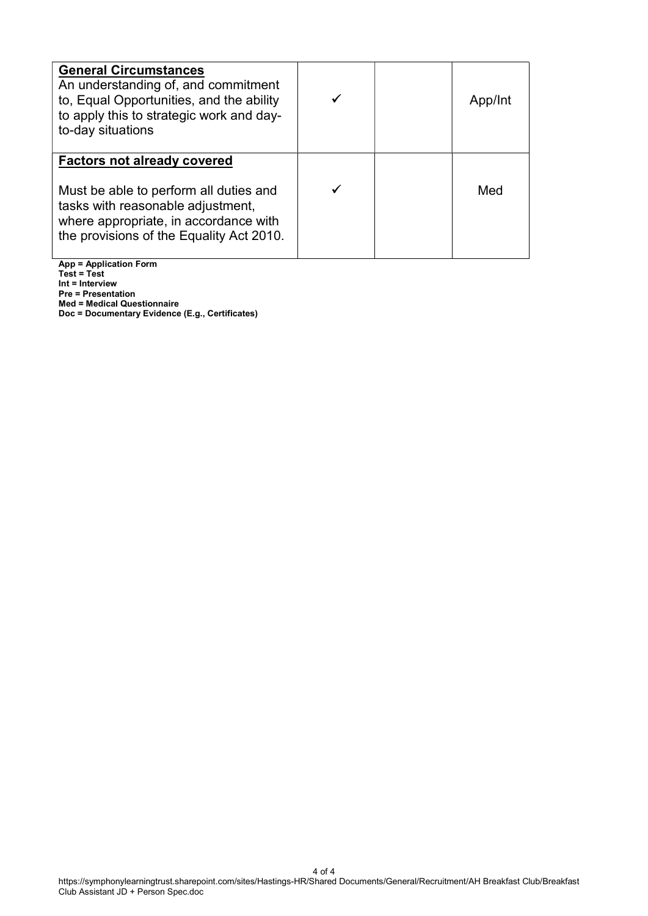| | | | |
|---|---|---|---|
| **General Circumstances**<br>An understanding of, and commitment to, Equal Opportunities, and the ability to apply this to strategic work and day-to-day situations | ✓ | | App/Int |
| **Factors not already covered**<br><br>Must be able to perform all duties and tasks with reasonable adjustment, where appropriate, in accordance with the provisions of the Equality Act 2010. | ✓ | | Med |

**App = Application Form**
**Test = Test**
**Int = Interview**
**Pre = Presentation**
**Med = Medical Questionnaire**
**Doc = Documentary Evidence (E.g., Certificates)**

https://symphonylearningtrust.sharepoint.com/sites/Hastings-HR/Shared Documents/General/Recruitment/AH Breakfast Club/Breakfast Club Assistant JD + Person Spec.doc